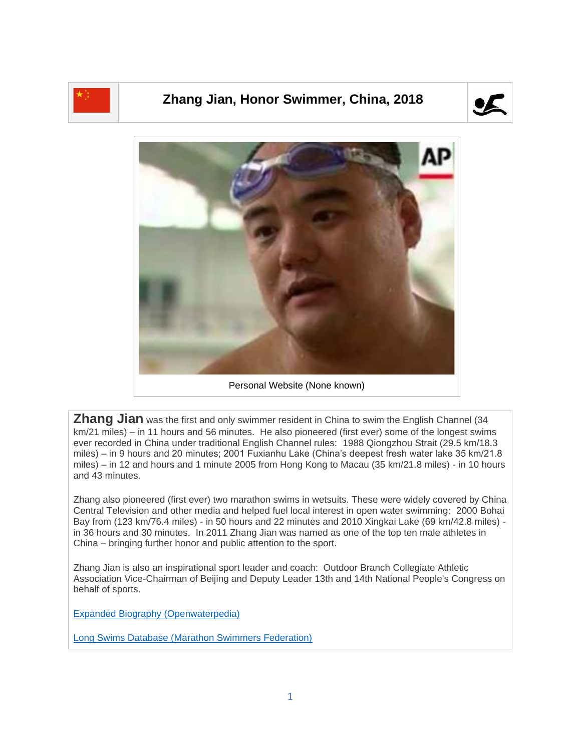# Zhang Jian, Honor Swimmer, China, 2018

Personal Website (None known)

**Zhang Jian** was the first and only swimmer resident in China to swim the English Channel (34 km/21 miles) – in 11 hours and 56 minutes. He also pioneered (first ever) some of the longest swims ever recorded in China under traditional English Channel rules: 1988 Qiongzhou Strait (29.5 km/18.3 miles) – in 9 hours and 20 minutes; 2001 Fuxianhu Lake (China's deepest fresh water lake 35 km/21.8 miles) – in 12 and hours and 1 minute 2005 from Hong Kong to Macau (35 km/21.8 miles) - in 10 hours and 43 minutes.

Zhang also pioneered (first ever) two marathon swims in wetsuits. These were widely covered by China Central Television and other media and helped fuel local interest in open water swimming: 2000 Bohai Bay from (123 km/76.4 miles) - in 50 hours and 22 minutes and 2010 Xingkai Lake (69 km/42.8 miles) - in 36 hours and 30 minutes. In 2011 Zhang Jian was named as one of the top ten male athletes in China – bringing further honor and public attention to the sport.

Zhang Jian is also an inspirational sport leader and coach: Outdoor Branch Collegiate Athletic Association Vice-Chairman of Beijing and Deputy Leader 13th and 14th National People's Congress on behalf of sports.

Expanded Biography (Openwaterpedia)

Long Swims Database (Marathon Swimmers Federation)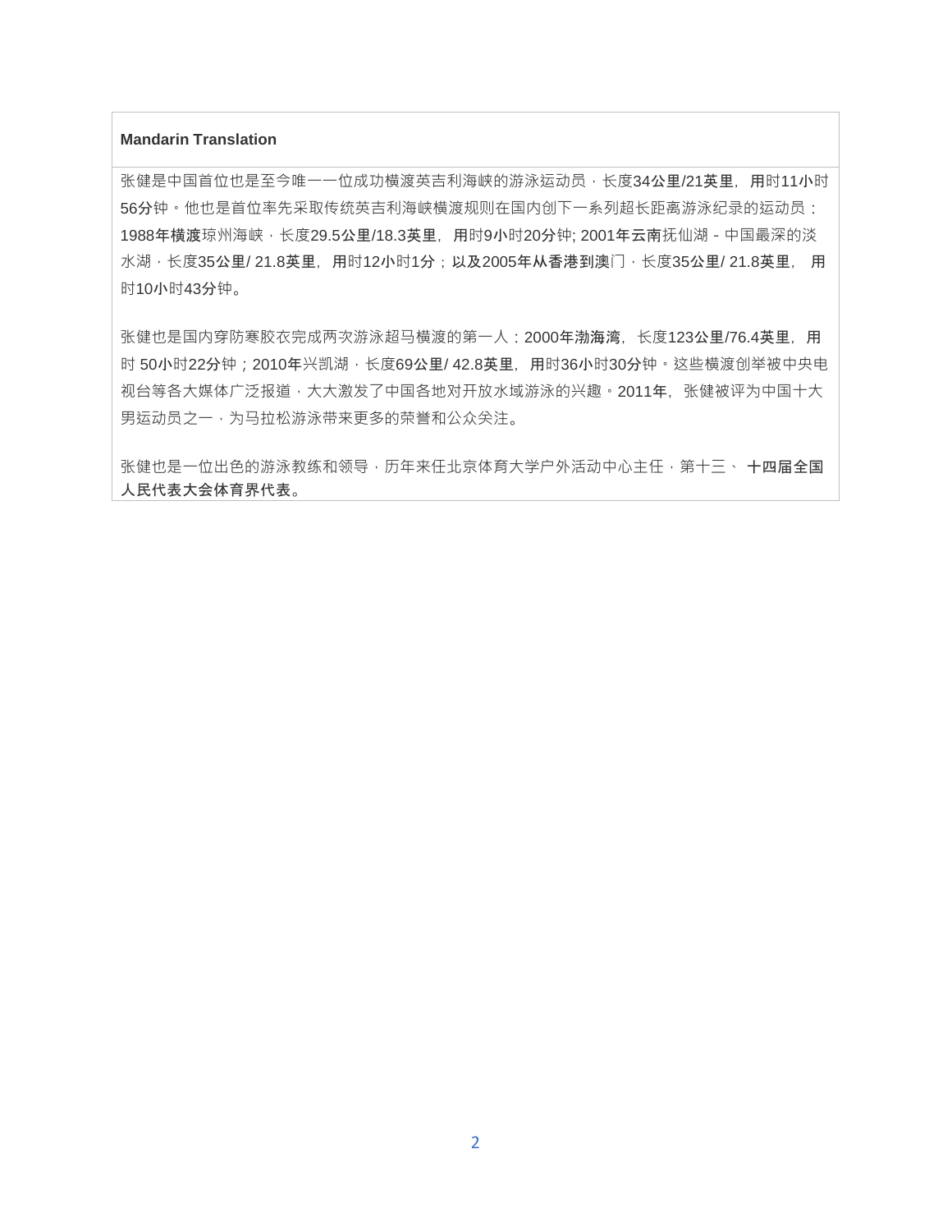**Mandarin Translation**

张健是中国首位也是至今唯一一位成功横渡英吉利海峡的游泳运动员，长度34公里/21英里，用时11小时56分钟。他也是首位率先采取传统英吉利海峡横渡规则在国内创下一系列超长距离游泳纪录的运动员：1988年横渡琼州海峡，长度29.5公里/18.3英里，用时9小时20分钟; 2001年云南抚仙湖 - 中国最深的淡水湖，长度35公里/ 21.8英里，用时12小时1分；以及2005年从香港到澳门，长度35公里/ 21.8英里，用时10小时43分钟。

张健也是国内穿防寒胶衣完成两次游泳超马横渡的第一人：2000年渤海湾，长度123公里/76.4英里，用时 50小时22分钟；2010年兴凯湖，长度69公里/ 42.8英里，用时36小时30分钟。这些横渡创举被中央电视台等各大媒体广泛报道，大大激发了中国各地对开放水域游泳的兴趣。2011年，张健被评为中国十大男运动员之一，为马拉松游泳带来更多的荣誉和公众关注。

张健也是一位出色的游泳教练和领导，历年来任北京体育大学户外活动中心主任，第十三、 十四届全国人民代表大会体育界代表。